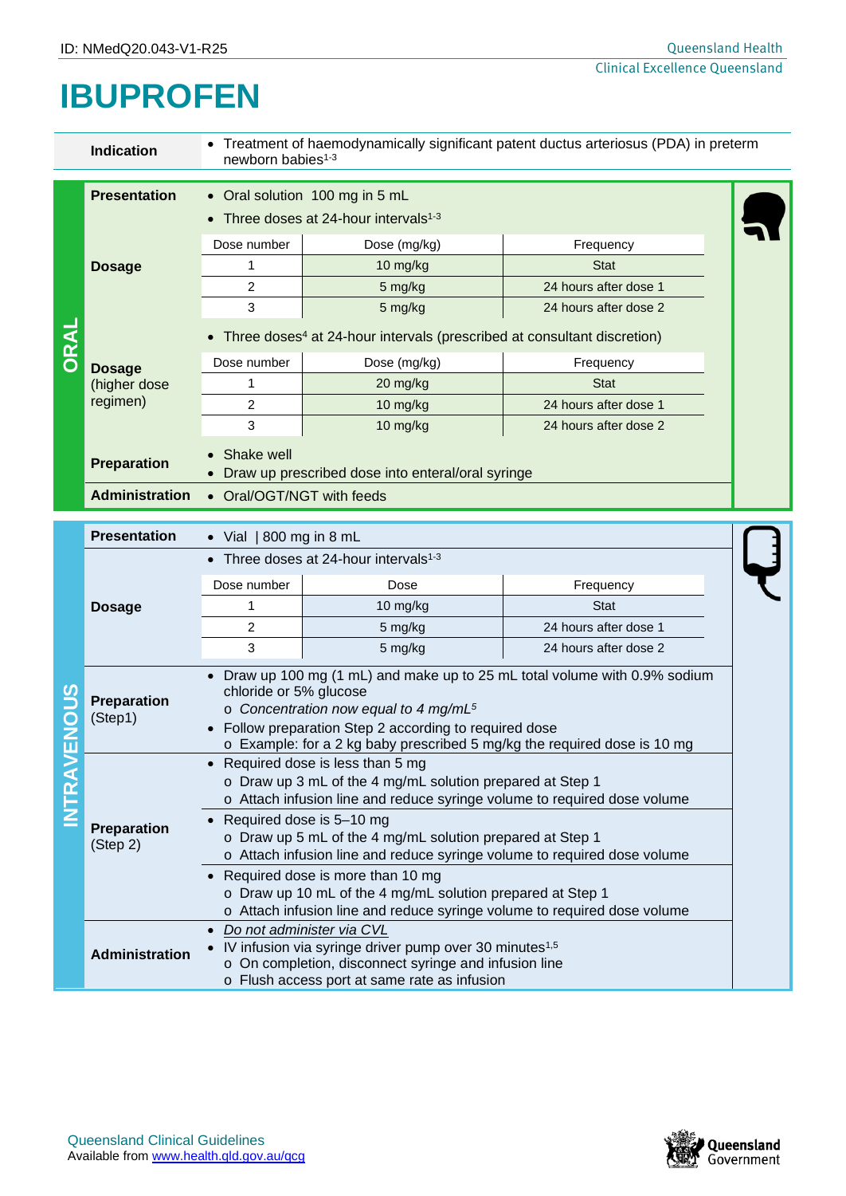ID: NMedQ20.043-V1-R25

Queensland Health
Clinical Excellence Queensland

# IBUPROFEN

**Indication**

- Treatment of haemodynamically significant patent ductus arteriosus (PDA) in preterm newborn babies[1-3]

## ORAL

**Presentation**

- Oral solution 100 mg in 5 mL

**Dosage**

- Three doses at 24-hour intervals[1-3]

| Dose number | Dose (mg/kg) | Frequency |
|---|---|---|
| 1 | 10 mg/kg | Stat |
| 2 | 5 mg/kg | 24 hours after dose 1 |
| 3 | 5 mg/kg | 24 hours after dose 2 |

**Dosage** (higher dose regimen)

- Three doses[4] at 24-hour intervals (prescribed at consultant discretion)

| Dose number | Dose (mg/kg) | Frequency |
|---|---|---|
| 1 | 20 mg/kg | Stat |
| 2 | 10 mg/kg | 24 hours after dose 1 |
| 3 | 10 mg/kg | 24 hours after dose 2 |

**Preparation**

- Shake well
- Draw up prescribed dose into enteral/oral syringe

**Administration**

- Oral/OGT/NGT with feeds

## INTRAVENOUS

**Presentation**

- Vial | 800 mg in 8 mL

**Dosage**

- Three doses at 24-hour intervals[1-3]

| Dose number | Dose | Frequency |
|---|---|---|
| 1 | 10 mg/kg | Stat |
| 2 | 5 mg/kg | 24 hours after dose 1 |
| 3 | 5 mg/kg | 24 hours after dose 2 |

**Preparation** (Step1)

- Draw up 100 mg (1 mL) and make up to 25 mL total volume with 0.9% sodium chloride or 5% glucose
  - *Concentration now equal to 4 mg/mL[5]*
- Follow preparation Step 2 according to required dose
  - Example: for a 2 kg baby prescribed 5 mg/kg the required dose is 10 mg

**Preparation** (Step 2)

- Required dose is less than 5 mg
  - Draw up 3 mL of the 4 mg/mL solution prepared at Step 1
  - Attach infusion line and reduce syringe volume to required dose volume
- Required dose is 5–10 mg
  - Draw up 5 mL of the 4 mg/mL solution prepared at Step 1
  - Attach infusion line and reduce syringe volume to required dose volume
- Required dose is more than 10 mg
  - Draw up 10 mL of the 4 mg/mL solution prepared at Step 1
  - Attach infusion line and reduce syringe volume to required dose volume

**Administration**

- *Do not administer via CVL*
- IV infusion via syringe driver pump over 30 minutes[1,5]
  - On completion, disconnect syringe and infusion line
  - Flush access port at same rate as infusion

Queensland Clinical Guidelines
Available from www.health.qld.gov.au/qcg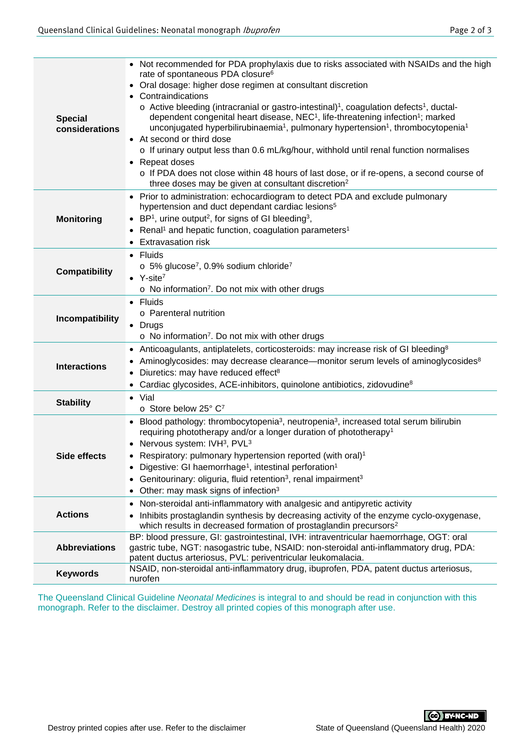| | |
|---|---|
| **Special considerations** | • Not recommended for PDA prophylaxis due to risks associated with NSAIDs and the high rate of spontaneous PDA closure[6]<br>• Oral dosage: higher dose regimen at consultant discretion<br>• Contraindications<br>  o Active bleeding (intracranial or gastro-intestinal)[1], coagulation defects[1], ductal-dependent congenital heart disease, NEC[1], life-threatening infection[1]; marked unconjugated hyperbilirubinaemia[1], pulmonary hypertension[1], thrombocytopenia[1]<br>• At second or third dose<br>  o If urinary output less than 0.6 mL/kg/hour, withhold until renal function normalises<br>• Repeat doses<br>  o If PDA does not close within 48 hours of last dose, or if re-opens, a second course of three doses may be given at consultant discretion[2] |
| **Monitoring** | • Prior to administration: echocardiogram to detect PDA and exclude pulmonary hypertension and duct dependant cardiac lesions[5]<br>• BP[1], urine output[2], for signs of GI bleeding[3],<br>• Renal[1] and hepatic function, coagulation parameters[1]<br>• Extravasation risk |
| **Compatibility** | • Fluids<br>  o 5% glucose[7], 0.9% sodium chloride[7]<br>• Y-site[7]<br>  o No information[7]. Do not mix with other drugs |
| **Incompatibility** | • Fluids<br>  o Parenteral nutrition<br>• Drugs<br>  o No information[7]. Do not mix with other drugs |
| **Interactions** | • Anticoagulants, antiplatelets, corticosteroids: may increase risk of GI bleeding[8]<br>• Aminoglycosides: may decrease clearance—monitor serum levels of aminoglycosides[8]<br>• Diuretics: may have reduced effect[8]<br>• Cardiac glycosides, ACE-inhibitors, quinolone antibiotics, zidovudine[8] |
| **Stability** | • Vial<br>  o Store below 25° C[7] |
| **Side effects** | • Blood pathology: thrombocytopenia[3], neutropenia[3], increased total serum bilirubin requiring phototherapy and/or a longer duration of phototherapy[1]<br>• Nervous system: IVH[3], PVL[3]<br>• Respiratory: pulmonary hypertension reported (with oral)[1]<br>• Digestive: GI haemorrhage[1], intestinal perforation[1]<br>• Genitourinary: oliguria, fluid retention[3], renal impairment[3]<br>• Other: may mask signs of infection[3] |
| **Actions** | • Non-steroidal anti-inflammatory with analgesic and antipyretic activity<br>• Inhibits prostaglandin synthesis by decreasing activity of the enzyme cyclo-oxygenase, which results in decreased formation of prostaglandin precursors[2] |
| **Abbreviations** | BP: blood pressure, GI: gastrointestinal, IVH: intraventricular haemorrhage, OGT: oral gastric tube, NGT: nasogastric tube, NSAID: non-steroidal anti-inflammatory drug, PDA: patent ductus arteriosus, PVL: periventricular leukomalacia. |
| **Keywords** | NSAID, non-steroidal anti-inflammatory drug, ibuprofen, PDA, patent ductus arteriosus, nurofen |

The Queensland Clinical Guideline *Neonatal Medicines* is integral to and should be read in conjunction with this monograph. Refer to the disclaimer. Destroy all printed copies of this monograph after use.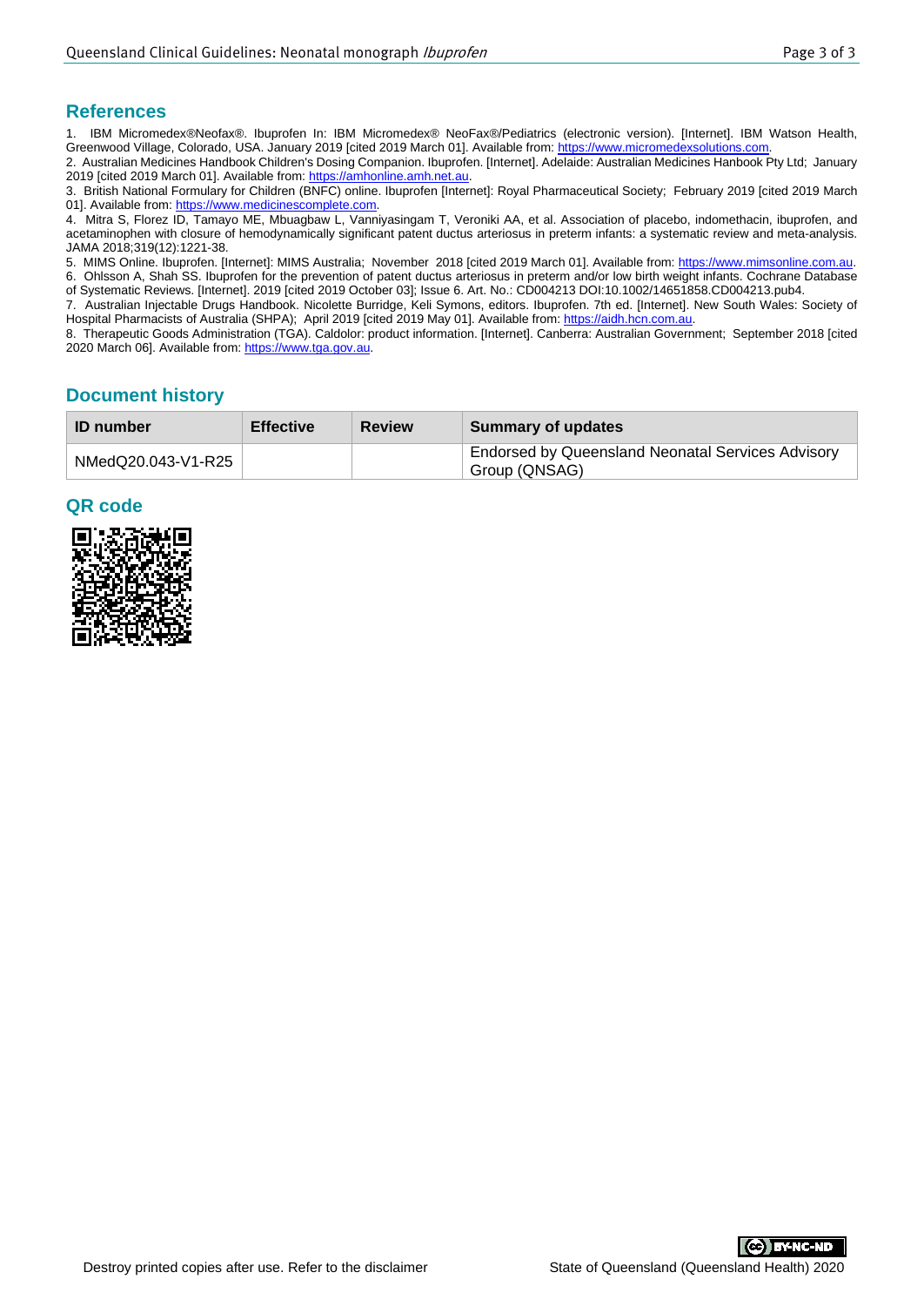## References

1. IBM Micromedex®Neofax®. Ibuprofen In: IBM Micromedex® NeoFax®/Pediatrics (electronic version). [Internet]. IBM Watson Health, Greenwood Village, Colorado, USA. January 2019 [cited 2019 March 01]. Available from: https://www.micromedexsolutions.com.
2. Australian Medicines Handbook Children's Dosing Companion. Ibuprofen. [Internet]. Adelaide: Australian Medicines Hanbook Pty Ltd; January 2019 [cited 2019 March 01]. Available from: https://amhonline.amh.net.au.
3. British National Formulary for Children (BNFC) online. Ibuprofen [Internet]: Royal Pharmaceutical Society; February 2019 [cited 2019 March 01]. Available from: https://www.medicinescomplete.com.
4. Mitra S, Florez ID, Tamayo ME, Mbuagbaw L, Vanniyasingam T, Veroniki AA, et al. Association of placebo, indomethacin, ibuprofen, and acetaminophen with closure of hemodynamically significant patent ductus arteriosus in preterm infants: a systematic review and meta-analysis. JAMA 2018;319(12):1221-38.
5. MIMS Online. Ibuprofen. [Internet]: MIMS Australia; November 2018 [cited 2019 March 01]. Available from: https://www.mimsonline.com.au.
6. Ohlsson A, Shah SS. Ibuprofen for the prevention of patent ductus arteriosus in preterm and/or low birth weight infants. Cochrane Database of Systematic Reviews. [Internet]. 2019 [cited 2019 October 03]; Issue 6. Art. No.: CD004213 DOI:10.1002/14651858.CD004213.pub4.
7. Australian Injectable Drugs Handbook. Nicolette Burridge, Keli Symons, editors. Ibuprofen. 7th ed. [Internet]. New South Wales: Society of Hospital Pharmacists of Australia (SHPA); April 2019 [cited 2019 May 01]. Available from: https://aidh.hcn.com.au.
8. Therapeutic Goods Administration (TGA). Caldolor: product information. [Internet]. Canberra: Australian Government; September 2018 [cited 2020 March 06]. Available from: https://www.tga.gov.au.

## Document history

| ID number | Effective | Review | Summary of updates |
|---|---|---|---|
| NMedQ20.043-V1-R25 | | | Endorsed by Queensland Neonatal Services Advisory Group (QNSAG) |

## QR code

Destroy printed copies after use. Refer to the disclaimer

State of Queensland (Queensland Health) 2020